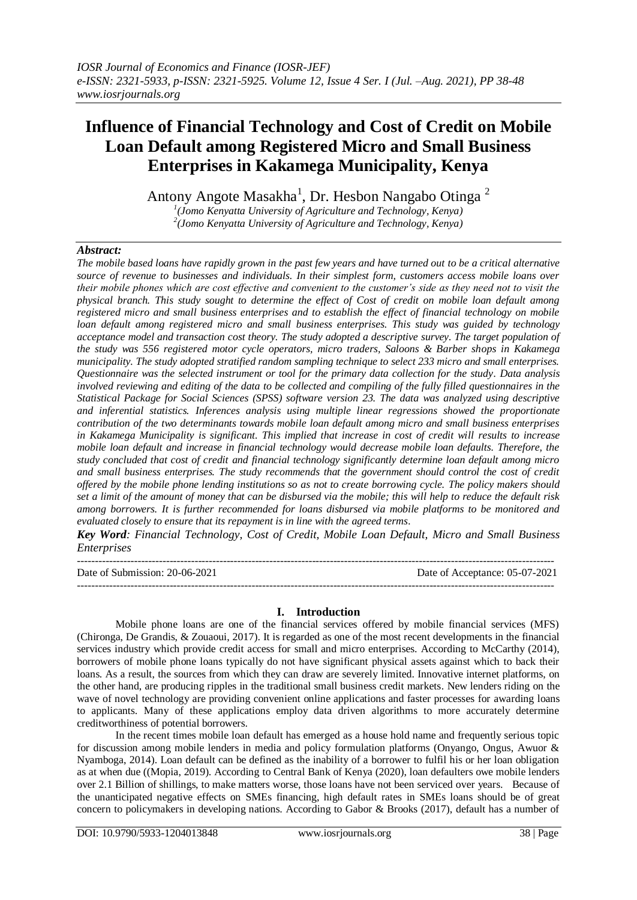*IOSR Journal of Economics and Finance (IOSR-JEF)*
*e-ISSN: 2321-5933, p-ISSN: 2321-5925. Volume 12, Issue 4 Ser. I (Jul. –Aug. 2021), PP 38-48*
*www.iosrjournals.org*

# Influence of Financial Technology and Cost of Credit on Mobile Loan Default among Registered Micro and Small Business Enterprises in Kakamega Municipality, Kenya

Antony Angote Masakha[1], Dr. Hesbon Nangabo Otinga [2]

[1](Jomo Kenyatta University of Agriculture and Technology, Kenya)
[2](Jomo Kenyatta University of Agriculture and Technology, Kenya)

***Abstract:***
*The mobile based loans have rapidly grown in the past few years and have turned out to be a critical alternative source of revenue to businesses and individuals. In their simplest form, customers access mobile loans over their mobile phones which are cost effective and convenient to the customer's side as they need not to visit the physical branch. This study sought to determine the effect of Cost of credit on mobile loan default among registered micro and small business enterprises and to establish the effect of financial technology on mobile loan default among registered micro and small business enterprises. This study was guided by technology acceptance model and transaction cost theory. The study adopted a descriptive survey. The target population of the study was 556 registered motor cycle operators, micro traders, Saloons & Barber shops in Kakamega municipality. The study adopted stratified random sampling technique to select 233 micro and small enterprises. Questionnaire was the selected instrument or tool for the primary data collection for the study. Data analysis involved reviewing and editing of the data to be collected and compiling of the fully filled questionnaires in the Statistical Package for Social Sciences (SPSS) software version 23. The data was analyzed using descriptive and inferential statistics. Inferences analysis using multiple linear regressions showed the proportionate contribution of the two determinants towards mobile loan default among micro and small business enterprises in Kakamega Municipality is significant. This implied that increase in cost of credit will results to increase mobile loan default and increase in financial technology would decrease mobile loan defaults. Therefore, the study concluded that cost of credit and financial technology significantly determine loan default among micro and small business enterprises. The study recommends that the government should control the cost of credit offered by the mobile phone lending institutions so as not to create borrowing cycle. The policy makers should set a limit of the amount of money that can be disbursed via the mobile; this will help to reduce the default risk among borrowers. It is further recommended for loans disbursed via mobile platforms to be monitored and evaluated closely to ensure that its repayment is in line with the agreed terms.*

***Key Word**: Financial Technology, Cost of Credit, Mobile Loan Default, Micro and Small Business Enterprises*

---

Date of Submission: 20-06-2021 | Date of Acceptance: 05-07-2021

---

## I. Introduction

Mobile phone loans are one of the financial services offered by mobile financial services (MFS) (Chironga, De Grandis, & Zouaoui, 2017). It is regarded as one of the most recent developments in the financial services industry which provide credit access for small and micro enterprises. According to McCarthy (2014), borrowers of mobile phone loans typically do not have significant physical assets against which to back their loans. As a result, the sources from which they can draw are severely limited. Innovative internet platforms, on the other hand, are producing ripples in the traditional small business credit markets. New lenders riding on the wave of novel technology are providing convenient online applications and faster processes for awarding loans to applicants. Many of these applications employ data driven algorithms to more accurately determine creditworthiness of potential borrowers.

In the recent times mobile loan default has emerged as a house hold name and frequently serious topic for discussion among mobile lenders in media and policy formulation platforms (Onyango, Ongus, Awuor & Nyamboga, 2014). Loan default can be defined as the inability of a borrower to fulfil his or her loan obligation as at when due ((Mopia, 2019). According to Central Bank of Kenya (2020), loan defaulters owe mobile lenders over 2.1 Billion of shillings, to make matters worse, those loans have not been serviced over years. Because of the unanticipated negative effects on SMEs financing, high default rates in SMEs loans should be of great concern to policymakers in developing nations. According to Gabor & Brooks (2017), default has a number of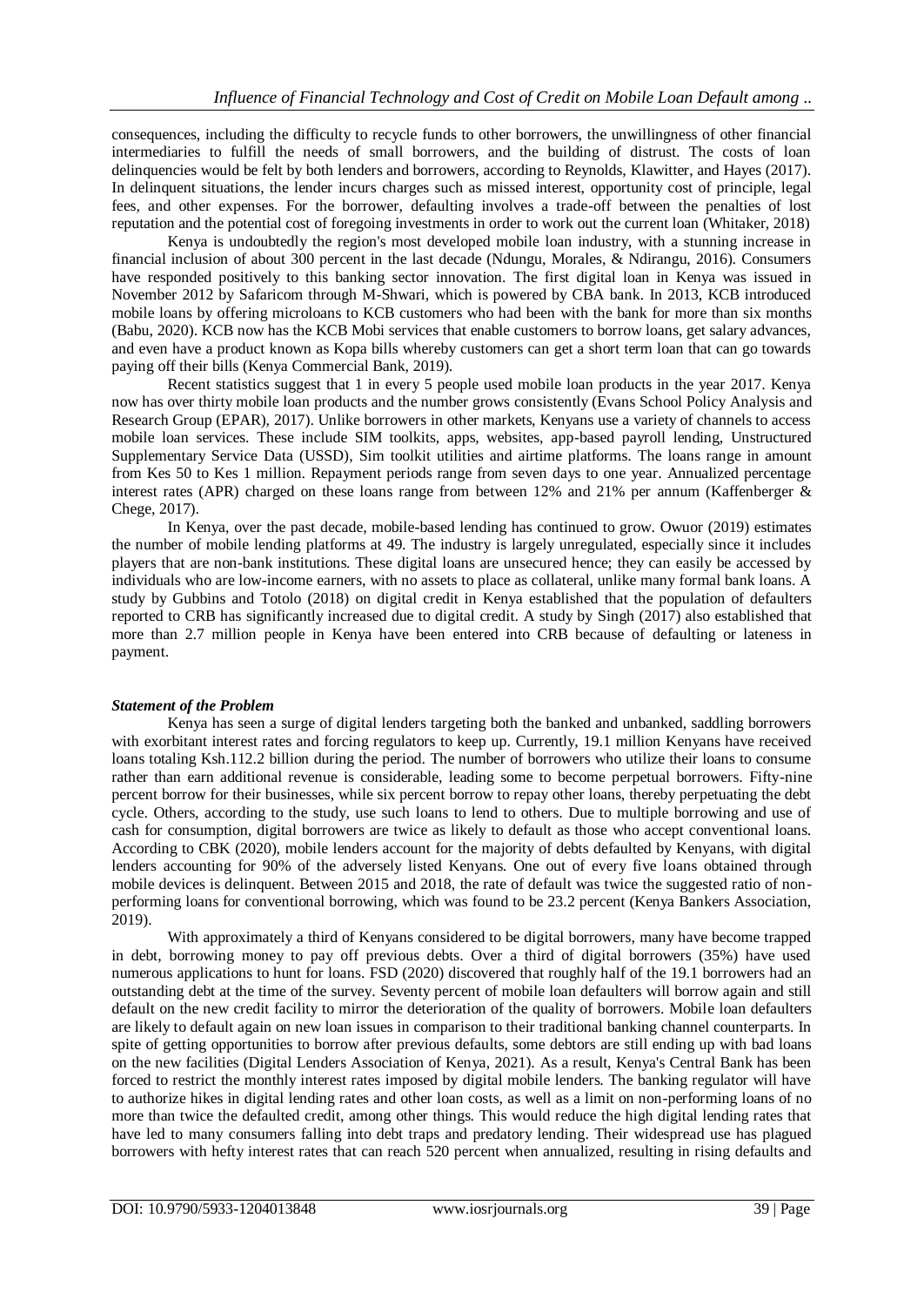consequences, including the difficulty to recycle funds to other borrowers, the unwillingness of other financial intermediaries to fulfill the needs of small borrowers, and the building of distrust. The costs of loan delinquencies would be felt by both lenders and borrowers, according to Reynolds, Klawitter, and Hayes (2017). In delinquent situations, the lender incurs charges such as missed interest, opportunity cost of principle, legal fees, and other expenses. For the borrower, defaulting involves a trade-off between the penalties of lost reputation and the potential cost of foregoing investments in order to work out the current loan (Whitaker, 2018)

Kenya is undoubtedly the region's most developed mobile loan industry, with a stunning increase in financial inclusion of about 300 percent in the last decade (Ndungu, Morales, & Ndirangu, 2016). Consumers have responded positively to this banking sector innovation. The first digital loan in Kenya was issued in November 2012 by Safaricom through M-Shwari, which is powered by CBA bank. In 2013, KCB introduced mobile loans by offering microloans to KCB customers who had been with the bank for more than six months (Babu, 2020). KCB now has the KCB Mobi services that enable customers to borrow loans, get salary advances, and even have a product known as Kopa bills whereby customers can get a short term loan that can go towards paying off their bills (Kenya Commercial Bank, 2019).

Recent statistics suggest that 1 in every 5 people used mobile loan products in the year 2017. Kenya now has over thirty mobile loan products and the number grows consistently (Evans School Policy Analysis and Research Group (EPAR), 2017). Unlike borrowers in other markets, Kenyans use a variety of channels to access mobile loan services. These include SIM toolkits, apps, websites, app-based payroll lending, Unstructured Supplementary Service Data (USSD), Sim toolkit utilities and airtime platforms. The loans range in amount from Kes 50 to Kes 1 million. Repayment periods range from seven days to one year. Annualized percentage interest rates (APR) charged on these loans range from between 12% and 21% per annum (Kaffenberger & Chege, 2017).

In Kenya, over the past decade, mobile-based lending has continued to grow. Owuor (2019) estimates the number of mobile lending platforms at 49. The industry is largely unregulated, especially since it includes players that are non-bank institutions. These digital loans are unsecured hence; they can easily be accessed by individuals who are low-income earners, with no assets to place as collateral, unlike many formal bank loans. A study by Gubbins and Totolo (2018) on digital credit in Kenya established that the population of defaulters reported to CRB has significantly increased due to digital credit. A study by Singh (2017) also established that more than 2.7 million people in Kenya have been entered into CRB because of defaulting or lateness in payment.

### *Statement of the Problem*

Kenya has seen a surge of digital lenders targeting both the banked and unbanked, saddling borrowers with exorbitant interest rates and forcing regulators to keep up. Currently, 19.1 million Kenyans have received loans totaling Ksh.112.2 billion during the period. The number of borrowers who utilize their loans to consume rather than earn additional revenue is considerable, leading some to become perpetual borrowers. Fifty-nine percent borrow for their businesses, while six percent borrow to repay other loans, thereby perpetuating the debt cycle. Others, according to the study, use such loans to lend to others. Due to multiple borrowing and use of cash for consumption, digital borrowers are twice as likely to default as those who accept conventional loans. According to CBK (2020), mobile lenders account for the majority of debts defaulted by Kenyans, with digital lenders accounting for 90% of the adversely listed Kenyans. One out of every five loans obtained through mobile devices is delinquent. Between 2015 and 2018, the rate of default was twice the suggested ratio of non-performing loans for conventional borrowing, which was found to be 23.2 percent (Kenya Bankers Association, 2019).

With approximately a third of Kenyans considered to be digital borrowers, many have become trapped in debt, borrowing money to pay off previous debts. Over a third of digital borrowers (35%) have used numerous applications to hunt for loans. FSD (2020) discovered that roughly half of the 19.1 borrowers had an outstanding debt at the time of the survey. Seventy percent of mobile loan defaulters will borrow again and still default on the new credit facility to mirror the deterioration of the quality of borrowers. Mobile loan defaulters are likely to default again on new loan issues in comparison to their traditional banking channel counterparts. In spite of getting opportunities to borrow after previous defaults, some debtors are still ending up with bad loans on the new facilities (Digital Lenders Association of Kenya, 2021). As a result, Kenya's Central Bank has been forced to restrict the monthly interest rates imposed by digital mobile lenders. The banking regulator will have to authorize hikes in digital lending rates and other loan costs, as well as a limit on non-performing loans of no more than twice the defaulted credit, among other things. This would reduce the high digital lending rates that have led to many consumers falling into debt traps and predatory lending. Their widespread use has plagued borrowers with hefty interest rates that can reach 520 percent when annualized, resulting in rising defaults and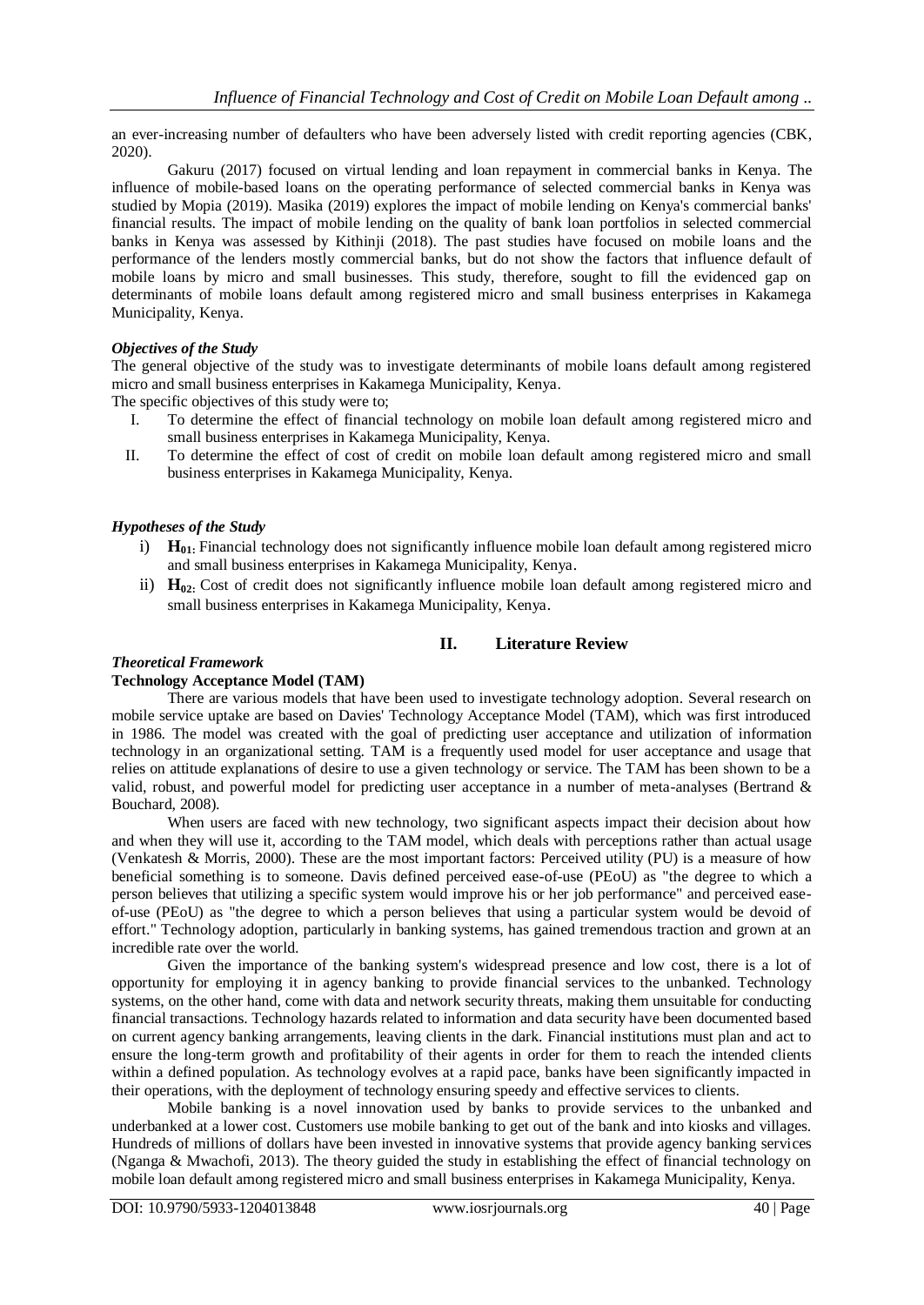an ever-increasing number of defaulters who have been adversely listed with credit reporting agencies (CBK, 2020).

Gakuru (2017) focused on virtual lending and loan repayment in commercial banks in Kenya. The influence of mobile-based loans on the operating performance of selected commercial banks in Kenya was studied by Mopia (2019). Masika (2019) explores the impact of mobile lending on Kenya's commercial banks' financial results. The impact of mobile lending on the quality of bank loan portfolios in selected commercial banks in Kenya was assessed by Kithinji (2018). The past studies have focused on mobile loans and the performance of the lenders mostly commercial banks, but do not show the factors that influence default of mobile loans by micro and small businesses. This study, therefore, sought to fill the evidenced gap on determinants of mobile loans default among registered micro and small business enterprises in Kakamega Municipality, Kenya.

### *Objectives of the Study*

The general objective of the study was to investigate determinants of mobile loans default among registered micro and small business enterprises in Kakamega Municipality, Kenya.

The specific objectives of this study were to;

I. To determine the effect of financial technology on mobile loan default among registered micro and small business enterprises in Kakamega Municipality, Kenya.
II. To determine the effect of cost of credit on mobile loan default among registered micro and small business enterprises in Kakamega Municipality, Kenya.

### *Hypotheses of the Study*

i) $\mathbf{H_{01}}$: Financial technology does not significantly influence mobile loan default among registered micro and small business enterprises in Kakamega Municipality, Kenya.
ii) $\mathbf{H_{02}}$: Cost of credit does not significantly influence mobile loan default among registered micro and small business enterprises in Kakamega Municipality, Kenya.

## II. Literature Review

### *Theoretical Framework*

#### Technology Acceptance Model (TAM)

There are various models that have been used to investigate technology adoption. Several research on mobile service uptake are based on Davies' Technology Acceptance Model (TAM), which was first introduced in 1986. The model was created with the goal of predicting user acceptance and utilization of information technology in an organizational setting. TAM is a frequently used model for user acceptance and usage that relies on attitude explanations of desire to use a given technology or service. The TAM has been shown to be a valid, robust, and powerful model for predicting user acceptance in a number of meta-analyses (Bertrand & Bouchard, 2008).

When users are faced with new technology, two significant aspects impact their decision about how and when they will use it, according to the TAM model, which deals with perceptions rather than actual usage (Venkatesh & Morris, 2000). These are the most important factors: Perceived utility (PU) is a measure of how beneficial something is to someone. Davis defined perceived ease-of-use (PEoU) as "the degree to which a person believes that utilizing a specific system would improve his or her job performance" and perceived ease-of-use (PEoU) as "the degree to which a person believes that using a particular system would be devoid of effort." Technology adoption, particularly in banking systems, has gained tremendous traction and grown at an incredible rate over the world.

Given the importance of the banking system's widespread presence and low cost, there is a lot of opportunity for employing it in agency banking to provide financial services to the unbanked. Technology systems, on the other hand, come with data and network security threats, making them unsuitable for conducting financial transactions. Technology hazards related to information and data security have been documented based on current agency banking arrangements, leaving clients in the dark. Financial institutions must plan and act to ensure the long-term growth and profitability of their agents in order for them to reach the intended clients within a defined population. As technology evolves at a rapid pace, banks have been significantly impacted in their operations, with the deployment of technology ensuring speedy and effective services to clients.

Mobile banking is a novel innovation used by banks to provide services to the unbanked and underbanked at a lower cost. Customers use mobile banking to get out of the bank and into kiosks and villages. Hundreds of millions of dollars have been invested in innovative systems that provide agency banking services (Nganga & Mwachofi, 2013). The theory guided the study in establishing the effect of financial technology on mobile loan default among registered micro and small business enterprises in Kakamega Municipality, Kenya.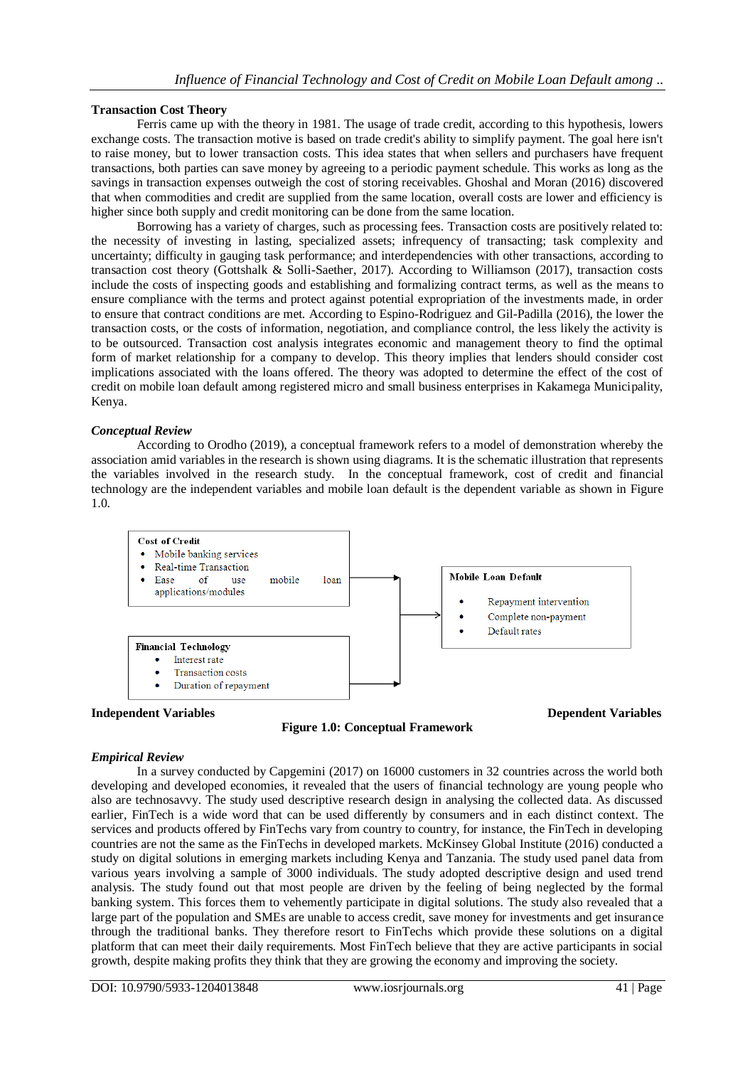### Transaction Cost Theory

Ferris came up with the theory in 1981. The usage of trade credit, according to this hypothesis, lowers exchange costs. The transaction motive is based on trade credit's ability to simplify payment. The goal here isn't to raise money, but to lower transaction costs. This idea states that when sellers and purchasers have frequent transactions, both parties can save money by agreeing to a periodic payment schedule. This works as long as the savings in transaction expenses outweigh the cost of storing receivables. Ghoshal and Moran (2016) discovered that when commodities and credit are supplied from the same location, overall costs are lower and efficiency is higher since both supply and credit monitoring can be done from the same location.

Borrowing has a variety of charges, such as processing fees. Transaction costs are positively related to: the necessity of investing in lasting, specialized assets; infrequency of transacting; task complexity and uncertainty; difficulty in gauging task performance; and interdependencies with other transactions, according to transaction cost theory (Gottshalk & Solli-Saether, 2017). According to Williamson (2017), transaction costs include the costs of inspecting goods and establishing and formalizing contract terms, as well as the means to ensure compliance with the terms and protect against potential expropriation of the investments made, in order to ensure that contract conditions are met. According to Espino-Rodriguez and Gil-Padilla (2016), the lower the transaction costs, or the costs of information, negotiation, and compliance control, the less likely the activity is to be outsourced. Transaction cost analysis integrates economic and management theory to find the optimal form of market relationship for a company to develop. This theory implies that lenders should consider cost implications associated with the loans offered. The theory was adopted to determine the effect of the cost of credit on mobile loan default among registered micro and small business enterprises in Kakamega Municipality, Kenya.

### *Conceptual Review*

According to Orodho (2019), a conceptual framework refers to a model of demonstration whereby the association amid variables in the research is shown using diagrams. It is the schematic illustration that represents the variables involved in the research study. In the conceptual framework, cost of credit and financial technology are the independent variables and mobile loan default is the dependent variable as shown in Figure 1.0.

**Cost of Credit**
- Mobile banking services
- Real-time Transaction
- Ease of use mobile loan applications/modules

**Financial Technology**
- Interest rate
- Transaction costs
- Duration of repayment

→

**Mobile Loan Default**
- Repayment intervention
- Complete non-payment
- Default rates

**Independent Variables** — **Dependent Variables**

**Figure 1.0: Conceptual Framework**

### *Empirical Review*

In a survey conducted by Capgemini (2017) on 16000 customers in 32 countries across the world both developing and developed economies, it revealed that the users of financial technology are young people who also are technosavvy. The study used descriptive research design in analysing the collected data. As discussed earlier, FinTech is a wide word that can be used differently by consumers and in each distinct context. The services and products offered by FinTechs vary from country to country, for instance, the FinTech in developing countries are not the same as the FinTechs in developed markets. McKinsey Global Institute (2016) conducted a study on digital solutions in emerging markets including Kenya and Tanzania. The study used panel data from various years involving a sample of 3000 individuals. The study adopted descriptive design and used trend analysis. The study found out that most people are driven by the feeling of being neglected by the formal banking system. This forces them to vehemently participate in digital solutions. The study also revealed that a large part of the population and SMEs are unable to access credit, save money for investments and get insurance through the traditional banks. They therefore resort to FinTechs which provide these solutions on a digital platform that can meet their daily requirements. Most FinTech believe that they are active participants in social growth, despite making profits they think that they are growing the economy and improving the society.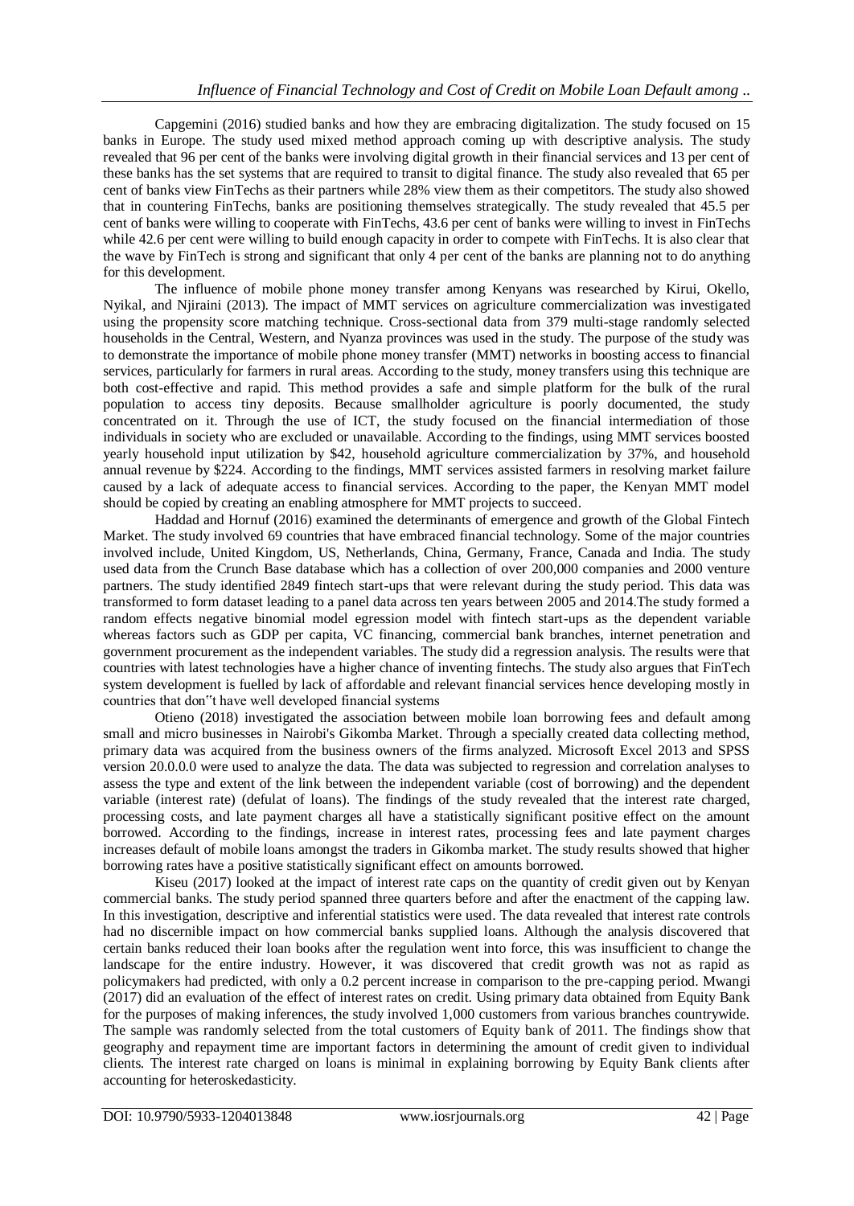Capgemini (2016) studied banks and how they are embracing digitalization. The study focused on 15 banks in Europe. The study used mixed method approach coming up with descriptive analysis. The study revealed that 96 per cent of the banks were involving digital growth in their financial services and 13 per cent of these banks has the set systems that are required to transit to digital finance. The study also revealed that 65 per cent of banks view FinTechs as their partners while 28% view them as their competitors. The study also showed that in countering FinTechs, banks are positioning themselves strategically. The study revealed that 45.5 per cent of banks were willing to cooperate with FinTechs, 43.6 per cent of banks were willing to invest in FinTechs while 42.6 per cent were willing to build enough capacity in order to compete with FinTechs. It is also clear that the wave by FinTech is strong and significant that only 4 per cent of the banks are planning not to do anything for this development.

The influence of mobile phone money transfer among Kenyans was researched by Kirui, Okello, Nyikal, and Njiraini (2013). The impact of MMT services on agriculture commercialization was investigated using the propensity score matching technique. Cross-sectional data from 379 multi-stage randomly selected households in the Central, Western, and Nyanza provinces was used in the study. The purpose of the study was to demonstrate the importance of mobile phone money transfer (MMT) networks in boosting access to financial services, particularly for farmers in rural areas. According to the study, money transfers using this technique are both cost-effective and rapid. This method provides a safe and simple platform for the bulk of the rural population to access tiny deposits. Because smallholder agriculture is poorly documented, the study concentrated on it. Through the use of ICT, the study focused on the financial intermediation of those individuals in society who are excluded or unavailable. According to the findings, using MMT services boosted yearly household input utilization by $42, household agriculture commercialization by 37%, and household annual revenue by $224. According to the findings, MMT services assisted farmers in resolving market failure caused by a lack of adequate access to financial services. According to the paper, the Kenyan MMT model should be copied by creating an enabling atmosphere for MMT projects to succeed.

Haddad and Hornuf (2016) examined the determinants of emergence and growth of the Global Fintech Market. The study involved 69 countries that have embraced financial technology. Some of the major countries involved include, United Kingdom, US, Netherlands, China, Germany, France, Canada and India. The study used data from the Crunch Base database which has a collection of over 200,000 companies and 2000 venture partners. The study identified 2849 fintech start-ups that were relevant during the study period. This data was transformed to form dataset leading to a panel data across ten years between 2005 and 2014.The study formed a random effects negative binomial model egression model with fintech start-ups as the dependent variable whereas factors such as GDP per capita, VC financing, commercial bank branches, internet penetration and government procurement as the independent variables. The study did a regression analysis. The results were that countries with latest technologies have a higher chance of inventing fintechs. The study also argues that FinTech system development is fuelled by lack of affordable and relevant financial services hence developing mostly in countries that don"t have well developed financial systems

Otieno (2018) investigated the association between mobile loan borrowing fees and default among small and micro businesses in Nairobi's Gikomba Market. Through a specially created data collecting method, primary data was acquired from the business owners of the firms analyzed. Microsoft Excel 2013 and SPSS version 20.0.0.0 were used to analyze the data. The data was subjected to regression and correlation analyses to assess the type and extent of the link between the independent variable (cost of borrowing) and the dependent variable (interest rate) (defulat of loans). The findings of the study revealed that the interest rate charged, processing costs, and late payment charges all have a statistically significant positive effect on the amount borrowed. According to the findings, increase in interest rates, processing fees and late payment charges increases default of mobile loans amongst the traders in Gikomba market. The study results showed that higher borrowing rates have a positive statistically significant effect on amounts borrowed.

Kiseu (2017) looked at the impact of interest rate caps on the quantity of credit given out by Kenyan commercial banks. The study period spanned three quarters before and after the enactment of the capping law. In this investigation, descriptive and inferential statistics were used. The data revealed that interest rate controls had no discernible impact on how commercial banks supplied loans. Although the analysis discovered that certain banks reduced their loan books after the regulation went into force, this was insufficient to change the landscape for the entire industry. However, it was discovered that credit growth was not as rapid as policymakers had predicted, with only a 0.2 percent increase in comparison to the pre-capping period. Mwangi (2017) did an evaluation of the effect of interest rates on credit. Using primary data obtained from Equity Bank for the purposes of making inferences, the study involved 1,000 customers from various branches countrywide. The sample was randomly selected from the total customers of Equity bank of 2011. The findings show that geography and repayment time are important factors in determining the amount of credit given to individual clients. The interest rate charged on loans is minimal in explaining borrowing by Equity Bank clients after accounting for heteroskedasticity.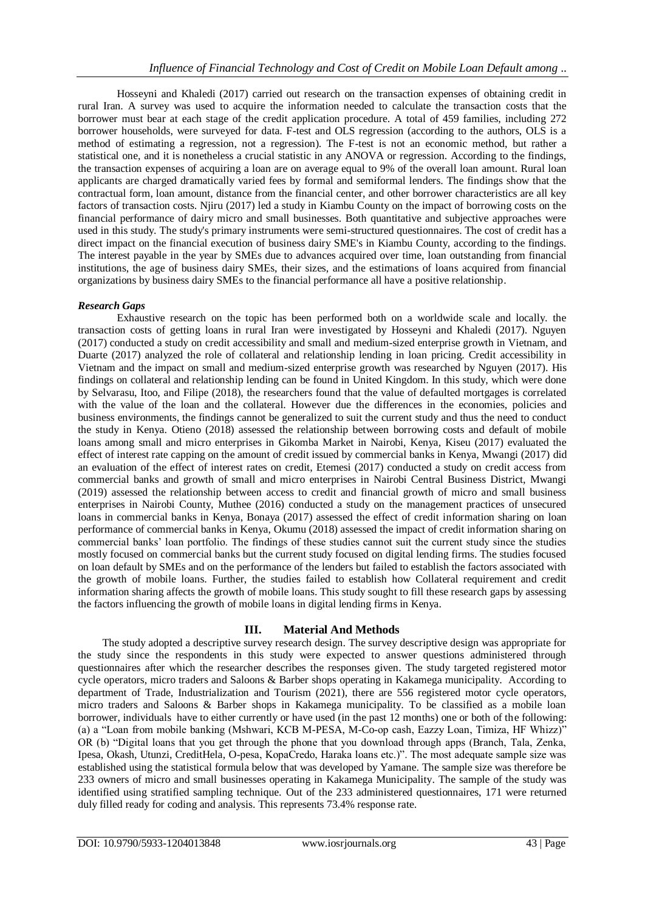Hosseyni and Khaledi (2017) carried out research on the transaction expenses of obtaining credit in rural Iran. A survey was used to acquire the information needed to calculate the transaction costs that the borrower must bear at each stage of the credit application procedure. A total of 459 families, including 272 borrower households, were surveyed for data. F-test and OLS regression (according to the authors, OLS is a method of estimating a regression, not a regression). The F-test is not an economic method, but rather a statistical one, and it is nonetheless a crucial statistic in any ANOVA or regression. According to the findings, the transaction expenses of acquiring a loan are on average equal to 9% of the overall loan amount. Rural loan applicants are charged dramatically varied fees by formal and semiformal lenders. The findings show that the contractual form, loan amount, distance from the financial center, and other borrower characteristics are all key factors of transaction costs. Njiru (2017) led a study in Kiambu County on the impact of borrowing costs on the financial performance of dairy micro and small businesses. Both quantitative and subjective approaches were used in this study. The study's primary instruments were semi-structured questionnaires. The cost of credit has a direct impact on the financial execution of business dairy SME's in Kiambu County, according to the findings. The interest payable in the year by SMEs due to advances acquired over time, loan outstanding from financial institutions, the age of business dairy SMEs, their sizes, and the estimations of loans acquired from financial organizations by business dairy SMEs to the financial performance all have a positive relationship.

### *Research Gaps*

Exhaustive research on the topic has been performed both on a worldwide scale and locally. the transaction costs of getting loans in rural Iran were investigated by Hosseyni and Khaledi (2017). Nguyen (2017) conducted a study on credit accessibility and small and medium-sized enterprise growth in Vietnam, and Duarte (2017) analyzed the role of collateral and relationship lending in loan pricing. Credit accessibility in Vietnam and the impact on small and medium-sized enterprise growth was researched by Nguyen (2017). His findings on collateral and relationship lending can be found in United Kingdom. In this study, which were done by Selvarasu, Itoo, and Filipe (2018), the researchers found that the value of defaulted mortgages is correlated with the value of the loan and the collateral. However due the differences in the economies, policies and business environments, the findings cannot be generalized to suit the current study and thus the need to conduct the study in Kenya. Otieno (2018) assessed the relationship between borrowing costs and default of mobile loans among small and micro enterprises in Gikomba Market in Nairobi, Kenya, Kiseu (2017) evaluated the effect of interest rate capping on the amount of credit issued by commercial banks in Kenya, Mwangi (2017) did an evaluation of the effect of interest rates on credit, Etemesi (2017) conducted a study on credit access from commercial banks and growth of small and micro enterprises in Nairobi Central Business District, Mwangi (2019) assessed the relationship between access to credit and financial growth of micro and small business enterprises in Nairobi County, Muthee (2016) conducted a study on the management practices of unsecured loans in commercial banks in Kenya, Bonaya (2017) assessed the effect of credit information sharing on loan performance of commercial banks in Kenya, Okumu (2018) assessed the impact of credit information sharing on commercial banks' loan portfolio. The findings of these studies cannot suit the current study since the studies mostly focused on commercial banks but the current study focused on digital lending firms. The studies focused on loan default by SMEs and on the performance of the lenders but failed to establish the factors associated with the growth of mobile loans. Further, the studies failed to establish how Collateral requirement and credit information sharing affects the growth of mobile loans. This study sought to fill these research gaps by assessing the factors influencing the growth of mobile loans in digital lending firms in Kenya.

## III. Material And Methods

The study adopted a descriptive survey research design. The survey descriptive design was appropriate for the study since the respondents in this study were expected to answer questions administered through questionnaires after which the researcher describes the responses given. The study targeted registered motor cycle operators, micro traders and Saloons & Barber shops operating in Kakamega municipality. According to department of Trade, Industrialization and Tourism (2021), there are 556 registered motor cycle operators, micro traders and Saloons & Barber shops in Kakamega municipality. To be classified as a mobile loan borrower, individuals have to either currently or have used (in the past 12 months) one or both of the following: (a) a "Loan from mobile banking (Mshwari, KCB M-PESA, M-Co-op cash, Eazzy Loan, Timiza, HF Whizz)" OR (b) "Digital loans that you get through the phone that you download through apps (Branch, Tala, Zenka, Ipesa, Okash, Utunzi, CreditHela, O-pesa, KopaCredo, Haraka loans etc.)". The most adequate sample size was established using the statistical formula below that was developed by Yamane. The sample size was therefore be 233 owners of micro and small businesses operating in Kakamega Municipality. The sample of the study was identified using stratified sampling technique. Out of the 233 administered questionnaires, 171 were returned duly filled ready for coding and analysis. This represents 73.4% response rate.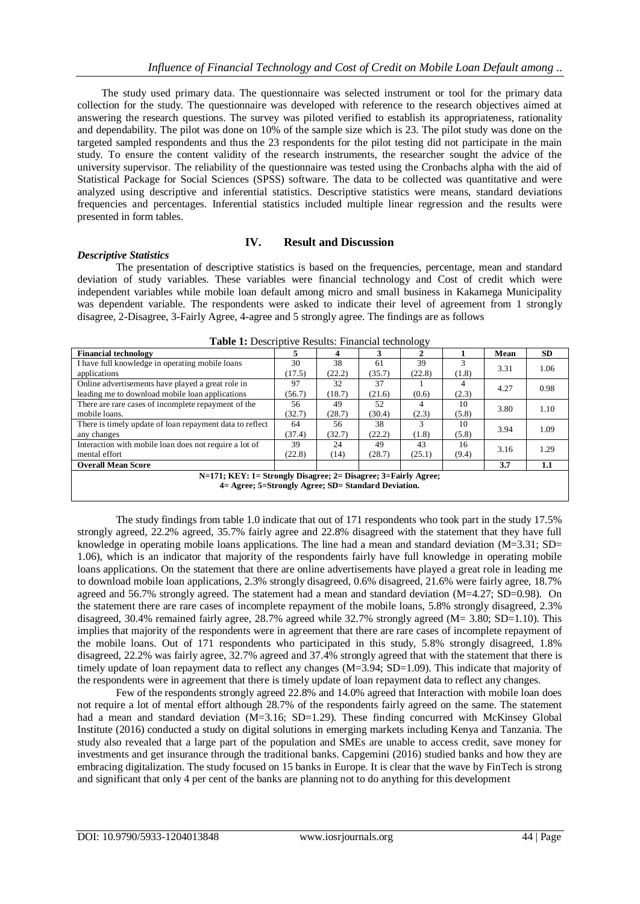The study used primary data. The questionnaire was selected instrument or tool for the primary data collection for the study. The questionnaire was developed with reference to the research objectives aimed at answering the research questions. The survey was piloted verified to establish its appropriateness, rationality and dependability. The pilot was done on 10% of the sample size which is 23. The pilot study was done on the targeted sampled respondents and thus the 23 respondents for the pilot testing did not participate in the main study. To ensure the content validity of the research instruments, the researcher sought the advice of the university supervisor. The reliability of the questionnaire was tested using the Cronbachs alpha with the aid of Statistical Package for Social Sciences (SPSS) software. The data to be collected was quantitative and were analyzed using descriptive and inferential statistics. Descriptive statistics were means, standard deviations frequencies and percentages. Inferential statistics included multiple linear regression and the results were presented in form tables.

## IV. Result and Discussion

### *Descriptive Statistics*

The presentation of descriptive statistics is based on the frequencies, percentage, mean and standard deviation of study variables. These variables were financial technology and Cost of credit which were independent variables while mobile loan default among micro and small business in Kakamega Municipality was dependent variable. The respondents were asked to indicate their level of agreement from 1 strongly disagree, 2-Disagree, 3-Fairly Agree, 4-agree and 5 strongly agree. The findings are as follows

**Table 1:** Descriptive Results: Financial technology

| Financial technology | 5 | 4 | 3 | 2 | 1 | Mean | SD |
|---|---|---|---|---|---|---|---|
| I have full knowledge in operating mobile loans applications | 30 (17.5) | 38 (22.2) | 61 (35.7) | 39 (22.8) | 3 (1.8) | 3.31 | 1.06 |
| Online advertisements have played a great role in leading me to download mobile loan applications | 97 (56.7) | 32 (18.7) | 37 (21.6) | 1 (0.6) | 4 (2.3) | 4.27 | 0.98 |
| There are rare cases of incomplete repayment of the mobile loans. | 56 (32.7) | 49 (28.7) | 52 (30.4) | 4 (2.3) | 10 (5.8) | 3.80 | 1.10 |
| There is timely update of loan repayment data to reflect any changes | 64 (37.4) | 56 (32.7) | 38 (22.2) | 3 (1.8) | 10 (5.8) | 3.94 | 1.09 |
| Interaction with mobile loan does not require a lot of mental effort | 39 (22.8) | 24 (14) | 49 (28.7) | 43 (25.1) | 16 (9.4) | 3.16 | 1.29 |
| **Overall Mean Score** | | | | | | **3.7** | **1.1** |

**N=171; KEY: 1= Strongly Disagree; 2= Disagree; 3=Fairly Agree; 4= Agree; 5=Strongly Agree; SD= Standard Deviation.**

The study findings from table 1.0 indicate that out of 171 respondents who took part in the study 17.5% strongly agreed, 22.2% agreed, 35.7% fairly agree and 22.8% disagreed with the statement that they have full knowledge in operating mobile loans applications. The line had a mean and standard deviation (M=3.31; SD= 1.06), which is an indicator that majority of the respondents fairly have full knowledge in operating mobile loans applications. On the statement that there are online advertisements have played a great role in leading me to download mobile loan applications, 2.3% strongly disagreed, 0.6% disagreed, 21.6% were fairly agree, 18.7% agreed and 56.7% strongly agreed. The statement had a mean and standard deviation (M=4.27; SD=0.98). On the statement there are rare cases of incomplete repayment of the mobile loans, 5.8% strongly disagreed, 2.3% disagreed, 30.4% remained fairly agree, 28.7% agreed while 32.7% strongly agreed (M= 3.80; SD=1.10). This implies that majority of the respondents were in agreement that there are rare cases of incomplete repayment of the mobile loans. Out of 171 respondents who participated in this study, 5.8% strongly disagreed, 1.8% disagreed, 22.2% was fairly agree, 32.7% agreed and 37.4% strongly agreed that with the statement that there is timely update of loan repayment data to reflect any changes (M=3.94; SD=1.09). This indicate that majority of the respondents were in agreement that there is timely update of loan repayment data to reflect any changes.

Few of the respondents strongly agreed 22.8% and 14.0% agreed that Interaction with mobile loan does not require a lot of mental effort although 28.7% of the respondents fairly agreed on the same. The statement had a mean and standard deviation (M=3.16; SD=1.29). These finding concurred with McKinsey Global Institute (2016) conducted a study on digital solutions in emerging markets including Kenya and Tanzania. The study also revealed that a large part of the population and SMEs are unable to access credit, save money for investments and get insurance through the traditional banks. Capgemini (2016) studied banks and how they are embracing digitalization. The study focused on 15 banks in Europe. It is clear that the wave by FinTech is strong and significant that only 4 per cent of the banks are planning not to do anything for this development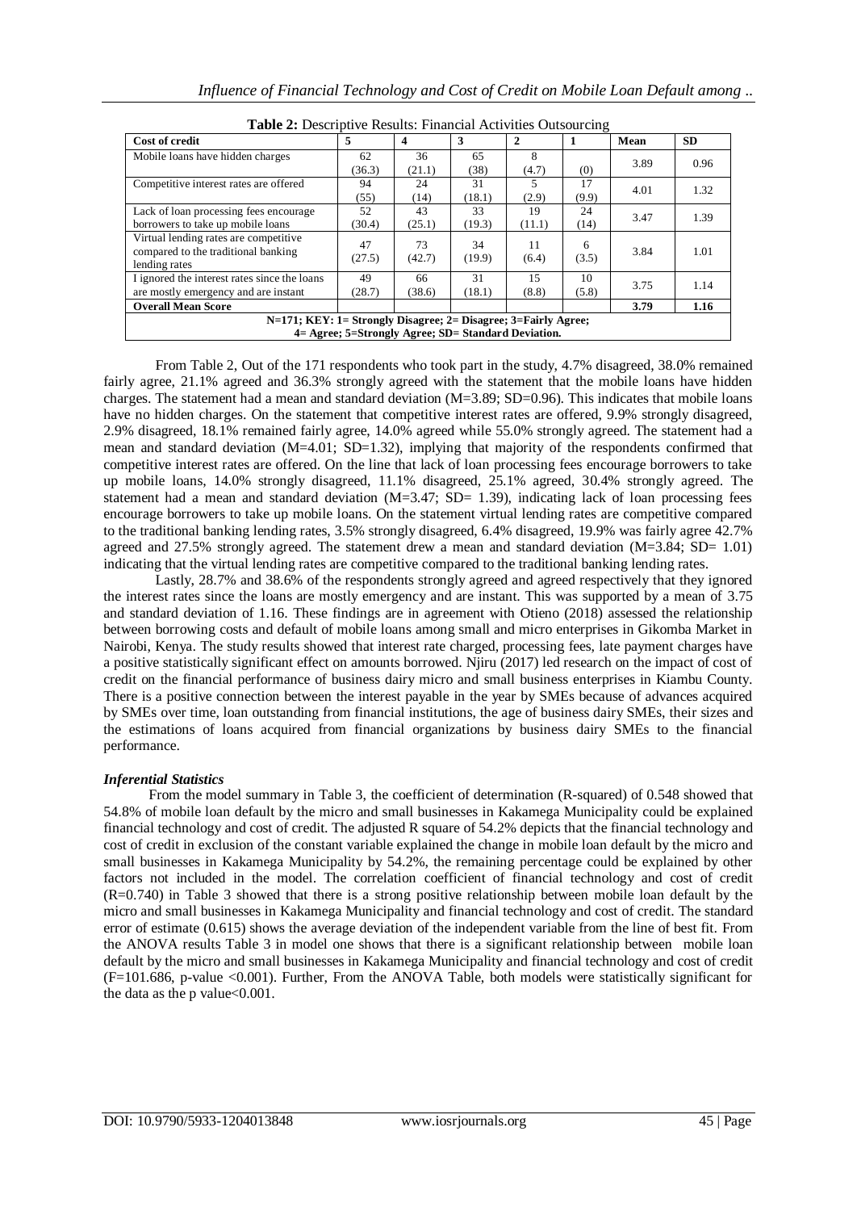**Table 2:** Descriptive Results: Financial Activities Outsourcing

| Cost of credit | 5 | 4 | 3 | 2 | 1 | Mean | SD |
|---|---|---|---|---|---|---|---|
| Mobile loans have hidden charges | 62 (36.3) | 36 (21.1) | 65 (38) | 8 (4.7) | (0) | 3.89 | 0.96 |
| Competitive interest rates are offered | 94 (55) | 24 (14) | 31 (18.1) | 5 (2.9) | 17 (9.9) | 4.01 | 1.32 |
| Lack of loan processing fees encourage borrowers to take up mobile loans | 52 (30.4) | 43 (25.1) | 33 (19.3) | 19 (11.1) | 24 (14) | 3.47 | 1.39 |
| Virtual lending rates are competitive compared to the traditional banking lending rates | 47 (27.5) | 73 (42.7) | 34 (19.9) | 11 (6.4) | 6 (3.5) | 3.84 | 1.01 |
| I ignored the interest rates since the loans are mostly emergency and are instant | 49 (28.7) | 66 (38.6) | 31 (18.1) | 15 (8.8) | 10 (5.8) | 3.75 | 1.14 |
| **Overall Mean Score** | | | | | | **3.79** | **1.16** |

**N=171; KEY: 1= Strongly Disagree; 2= Disagree; 3=Fairly Agree; 4= Agree; 5=Strongly Agree; SD= Standard Deviation.**

From Table 2, Out of the 171 respondents who took part in the study, 4.7% disagreed, 38.0% remained fairly agree, 21.1% agreed and 36.3% strongly agreed with the statement that the mobile loans have hidden charges. The statement had a mean and standard deviation (M=3.89; SD=0.96). This indicates that mobile loans have no hidden charges. On the statement that competitive interest rates are offered, 9.9% strongly disagreed, 2.9% disagreed, 18.1% remained fairly agree, 14.0% agreed while 55.0% strongly agreed. The statement had a mean and standard deviation (M=4.01; SD=1.32), implying that majority of the respondents confirmed that competitive interest rates are offered. On the line that lack of loan processing fees encourage borrowers to take up mobile loans, 14.0% strongly disagreed, 11.1% disagreed, 25.1% agreed, 30.4% strongly agreed. The statement had a mean and standard deviation (M=3.47; SD= 1.39), indicating lack of loan processing fees encourage borrowers to take up mobile loans. On the statement virtual lending rates are competitive compared to the traditional banking lending rates, 3.5% strongly disagreed, 6.4% disagreed, 19.9% was fairly agree 42.7% agreed and 27.5% strongly agreed. The statement drew a mean and standard deviation (M=3.84; SD= 1.01) indicating that the virtual lending rates are competitive compared to the traditional banking lending rates.

Lastly, 28.7% and 38.6% of the respondents strongly agreed and agreed respectively that they ignored the interest rates since the loans are mostly emergency and are instant. This was supported by a mean of 3.75 and standard deviation of 1.16. These findings are in agreement with Otieno (2018) assessed the relationship between borrowing costs and default of mobile loans among small and micro enterprises in Gikomba Market in Nairobi, Kenya. The study results showed that interest rate charged, processing fees, late payment charges have a positive statistically significant effect on amounts borrowed. Njiru (2017) led research on the impact of cost of credit on the financial performance of business dairy micro and small business enterprises in Kiambu County. There is a positive connection between the interest payable in the year by SMEs because of advances acquired by SMEs over time, loan outstanding from financial institutions, the age of business dairy SMEs, their sizes and the estimations of loans acquired from financial organizations by business dairy SMEs to the financial performance.

### *Inferential Statistics*

From the model summary in Table 3, the coefficient of determination (R-squared) of 0.548 showed that 54.8% of mobile loan default by the micro and small businesses in Kakamega Municipality could be explained financial technology and cost of credit. The adjusted R square of 54.2% depicts that the financial technology and cost of credit in exclusion of the constant variable explained the change in mobile loan default by the micro and small businesses in Kakamega Municipality by 54.2%, the remaining percentage could be explained by other factors not included in the model. The correlation coefficient of financial technology and cost of credit (R=0.740) in Table 3 showed that there is a strong positive relationship between mobile loan default by the micro and small businesses in Kakamega Municipality and financial technology and cost of credit. The standard error of estimate (0.615) shows the average deviation of the independent variable from the line of best fit. From the ANOVA results Table 3 in model one shows that there is a significant relationship between mobile loan default by the micro and small businesses in Kakamega Municipality and financial technology and cost of credit (F=101.686, p-value <0.001). Further, From the ANOVA Table, both models were statistically significant for the data as the p value<0.001.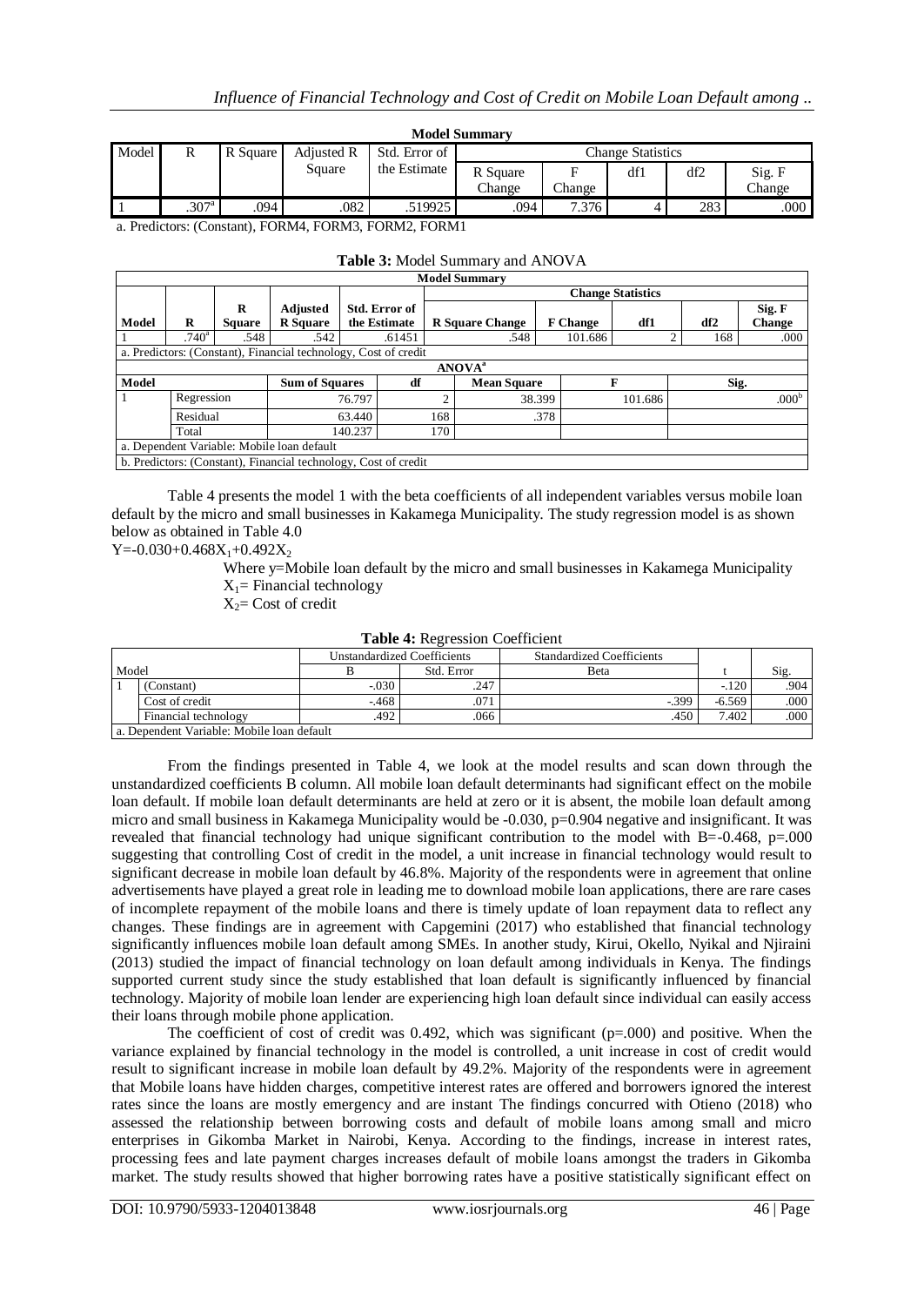**Model Summary**

| Model | R | R Square | Adjusted R Square | Std. Error of the Estimate | Change Statistics | | | | |
|---|---|---|---|---|---|---|---|---|---|
| | | | | | R Square Change | F Change | df1 | df2 | Sig. F Change |
| 1 | .307[a] | .094 | .082 | .519925 | .094 | 7.376 | 4 | 283 | .000 |

a. Predictors: (Constant), FORM4, FORM3, FORM2, FORM1

**Table 3:** Model Summary and ANOVA

**Model Summary**

| Model | R | R Square | Adjusted R Square | Std. Error of the Estimate | Change Statistics | | | | |
|---|---|---|---|---|---|---|---|---|---|
| | | | | | R Square Change | F Change | df1 | df2 | Sig. F Change |
| 1 | .740[a] | .548 | .542 | .61451 | .548 | 101.686 | 2 | 168 | .000 |

a. Predictors: (Constant), Financial technology, Cost of credit

**ANOVA[a]**

| Model | | Sum of Squares | df | Mean Square | F | Sig. |
|---|---|---|---|---|---|---|
| 1 | Regression | 76.797 | 2 | 38.399 | 101.686 | .000[b] |
| | Residual | 63.440 | 168 | .378 | | |
| | Total | 140.237 | 170 | | | |

a. Dependent Variable: Mobile loan default

b. Predictors: (Constant), Financial technology, Cost of credit

Table 4 presents the model 1 with the beta coefficients of all independent variables versus mobile loan default by the micro and small businesses in Kakamega Municipality. The study regression model is as shown below as obtained in Table 4.0

$Y=-0.030+0.468X_1+0.492X_2$

Where y=Mobile loan default by the micro and small businesses in Kakamega Municipality

$X_1$= Financial technology

$X_2$= Cost of credit

**Table 4:** Regression Coefficient

| Model | | Unstandardized Coefficients | | Standardized Coefficients | t | Sig. |
|---|---|---|---|---|---|---|
| | | B | Std. Error | Beta | | |
| 1 | (Constant) | -.030 | .247 | | -.120 | .904 |
| | Cost of credit | -.468 | .071 | -.399 | -6.569 | .000 |
| | Financial technology | .492 | .066 | .450 | 7.402 | .000 |

a. Dependent Variable: Mobile loan default

From the findings presented in Table 4, we look at the model results and scan down through the unstandardized coefficients B column. All mobile loan default determinants had significant effect on the mobile loan default. If mobile loan default determinants are held at zero or it is absent, the mobile loan default among micro and small business in Kakamega Municipality would be -0.030, p=0.904 negative and insignificant. It was revealed that financial technology had unique significant contribution to the model with B=-0.468, p=.000 suggesting that controlling Cost of credit in the model, a unit increase in financial technology would result to significant decrease in mobile loan default by 46.8%. Majority of the respondents were in agreement that online advertisements have played a great role in leading me to download mobile loan applications, there are rare cases of incomplete repayment of the mobile loans and there is timely update of loan repayment data to reflect any changes. These findings are in agreement with Capgemini (2017) who established that financial technology significantly influences mobile loan default among SMEs. In another study, Kirui, Okello, Nyikal and Njiraini (2013) studied the impact of financial technology on loan default among individuals in Kenya. The findings supported current study since the study established that loan default is significantly influenced by financial technology. Majority of mobile loan lender are experiencing high loan default since individual can easily access their loans through mobile phone application.

The coefficient of cost of credit was 0.492, which was significant (p=.000) and positive. When the variance explained by financial technology in the model is controlled, a unit increase in cost of credit would result to significant increase in mobile loan default by 49.2%. Majority of the respondents were in agreement that Mobile loans have hidden charges, competitive interest rates are offered and borrowers ignored the interest rates since the loans are mostly emergency and are instant The findings concurred with Otieno (2018) who assessed the relationship between borrowing costs and default of mobile loans among small and micro enterprises in Gikomba Market in Nairobi, Kenya. According to the findings, increase in interest rates, processing fees and late payment charges increases default of mobile loans amongst the traders in Gikomba market. The study results showed that higher borrowing rates have a positive statistically significant effect on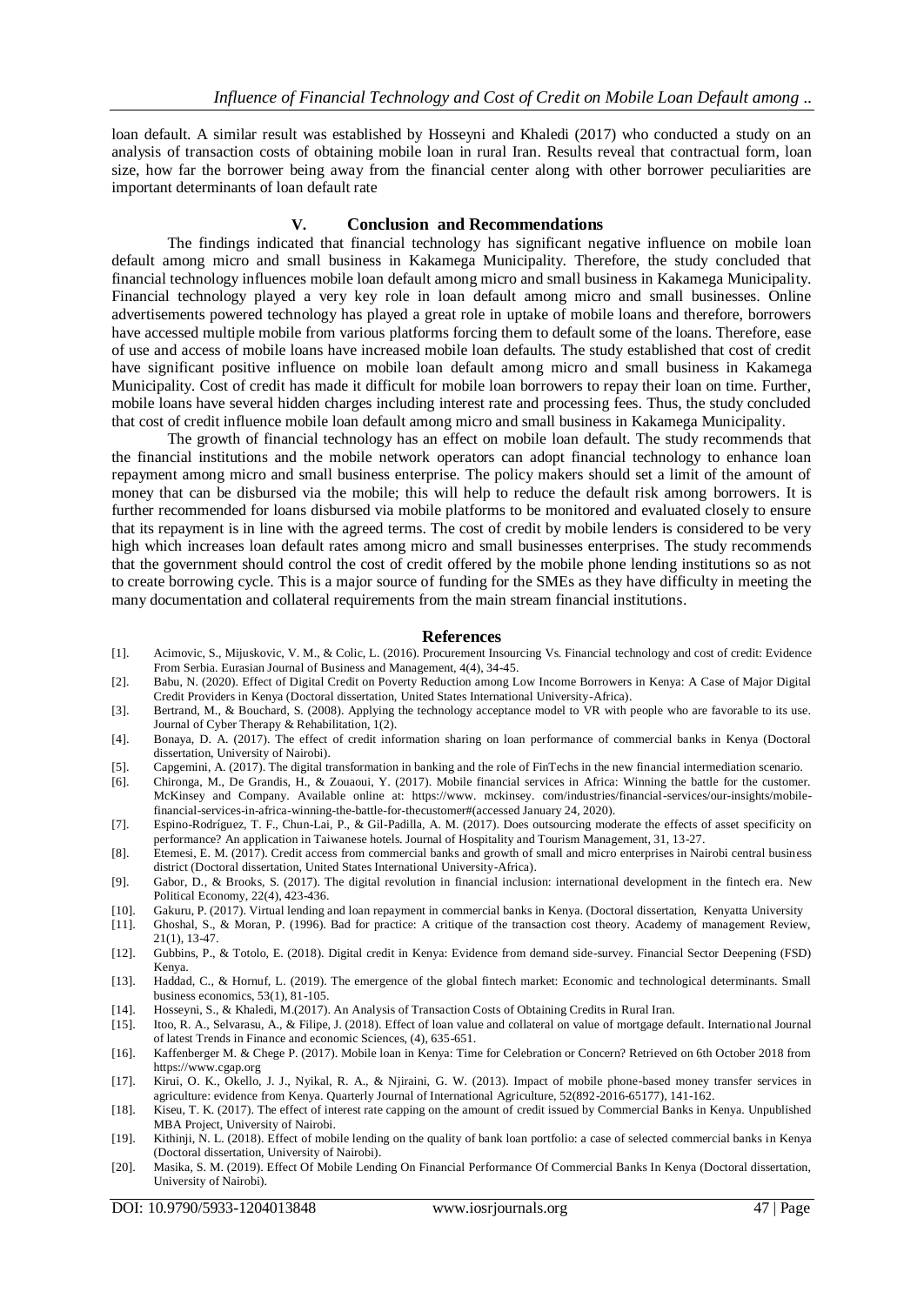loan default. A similar result was established by Hosseyni and Khaledi (2017) who conducted a study on an analysis of transaction costs of obtaining mobile loan in rural Iran. Results reveal that contractual form, loan size, how far the borrower being away from the financial center along with other borrower peculiarities are important determinants of loan default rate

## V. Conclusion and Recommendations

The findings indicated that financial technology has significant negative influence on mobile loan default among micro and small business in Kakamega Municipality. Therefore, the study concluded that financial technology influences mobile loan default among micro and small business in Kakamega Municipality. Financial technology played a very key role in loan default among micro and small businesses. Online advertisements powered technology has played a great role in uptake of mobile loans and therefore, borrowers have accessed multiple mobile from various platforms forcing them to default some of the loans. Therefore, ease of use and access of mobile loans have increased mobile loan defaults. The study established that cost of credit have significant positive influence on mobile loan default among micro and small business in Kakamega Municipality. Cost of credit has made it difficult for mobile loan borrowers to repay their loan on time. Further, mobile loans have several hidden charges including interest rate and processing fees. Thus, the study concluded that cost of credit influence mobile loan default among micro and small business in Kakamega Municipality.

The growth of financial technology has an effect on mobile loan default. The study recommends that the financial institutions and the mobile network operators can adopt financial technology to enhance loan repayment among micro and small business enterprise. The policy makers should set a limit of the amount of money that can be disbursed via the mobile; this will help to reduce the default risk among borrowers. It is further recommended for loans disbursed via mobile platforms to be monitored and evaluated closely to ensure that its repayment is in line with the agreed terms. The cost of credit by mobile lenders is considered to be very high which increases loan default rates among micro and small businesses enterprises. The study recommends that the government should control the cost of credit offered by the mobile phone lending institutions so as not to create borrowing cycle. This is a major source of funding for the SMEs as they have difficulty in meeting the many documentation and collateral requirements from the main stream financial institutions.

## References

[1]. Acimovic, S., Mijuskovic, V. M., & Colic, L. (2016). Procurement Insourcing Vs. Financial technology and cost of credit: Evidence From Serbia. Eurasian Journal of Business and Management, 4(4), 34-45.

[2]. Babu, N. (2020). Effect of Digital Credit on Poverty Reduction among Low Income Borrowers in Kenya: A Case of Major Digital Credit Providers in Kenya (Doctoral dissertation, United States International University-Africa).

[3]. Bertrand, M., & Bouchard, S. (2008). Applying the technology acceptance model to VR with people who are favorable to its use. Journal of Cyber Therapy & Rehabilitation, 1(2).

[4]. Bonaya, D. A. (2017). The effect of credit information sharing on loan performance of commercial banks in Kenya (Doctoral dissertation, University of Nairobi).

[5]. Capgemini, A. (2017). The digital transformation in banking and the role of FinTechs in the new financial intermediation scenario.

[6]. Chironga, M., De Grandis, H., & Zouaoui, Y. (2017). Mobile financial services in Africa: Winning the battle for the customer. McKinsey and Company. Available online at: https://www. mckinsey. com/industries/financial-services/our-insights/mobile-financial-services-in-africa-winning-the-battle-for-thecustomer#(accessed January 24, 2020).

[7]. Espino-Rodríguez, T. F., Chun-Lai, P., & Gil-Padilla, A. M. (2017). Does outsourcing moderate the effects of asset specificity on performance? An application in Taiwanese hotels. Journal of Hospitality and Tourism Management, 31, 13-27.

[8]. Etemesi, E. M. (2017). Credit access from commercial banks and growth of small and micro enterprises in Nairobi central business district (Doctoral dissertation, United States International University-Africa).

[9]. Gabor, D., & Brooks, S. (2017). The digital revolution in financial inclusion: international development in the fintech era. New Political Economy, 22(4), 423-436.

[10]. Gakuru, P. (2017). Virtual lending and loan repayment in commercial banks in Kenya. (Doctoral dissertation, Kenyatta University

[11]. Ghoshal, S., & Moran, P. (1996). Bad for practice: A critique of the transaction cost theory. Academy of management Review, 21(1), 13-47.

[12]. Gubbins, P., & Totolo, E. (2018). Digital credit in Kenya: Evidence from demand side-survey. Financial Sector Deepening (FSD) Kenya.

[13]. Haddad, C., & Hornuf, L. (2019). The emergence of the global fintech market: Economic and technological determinants. Small business economics, 53(1), 81-105.

[14]. Hosseyni, S., & Khaledi, M.(2017). An Analysis of Transaction Costs of Obtaining Credits in Rural Iran.

[15]. Itoo, R. A., Selvarasu, A., & Filipe, J. (2018). Effect of loan value and collateral on value of mortgage default. International Journal of latest Trends in Finance and economic Sciences, (4), 635-651.

[16]. Kaffenberger M. & Chege P. (2017). Mobile loan in Kenya: Time for Celebration or Concern? Retrieved on 6th October 2018 from https://www.cgap.org

[17]. Kirui, O. K., Okello, J. J., Nyikal, R. A., & Njiraini, G. W. (2013). Impact of mobile phone-based money transfer services in agriculture: evidence from Kenya. Quarterly Journal of International Agriculture, 52(892-2016-65177), 141-162.

[18]. Kiseu, T. K. (2017). The effect of interest rate capping on the amount of credit issued by Commercial Banks in Kenya. Unpublished MBA Project, University of Nairobi.

[19]. Kithinji, N. L. (2018). Effect of mobile lending on the quality of bank loan portfolio: a case of selected commercial banks in Kenya (Doctoral dissertation, University of Nairobi).

[20]. Masika, S. M. (2019). Effect Of Mobile Lending On Financial Performance Of Commercial Banks In Kenya (Doctoral dissertation, University of Nairobi).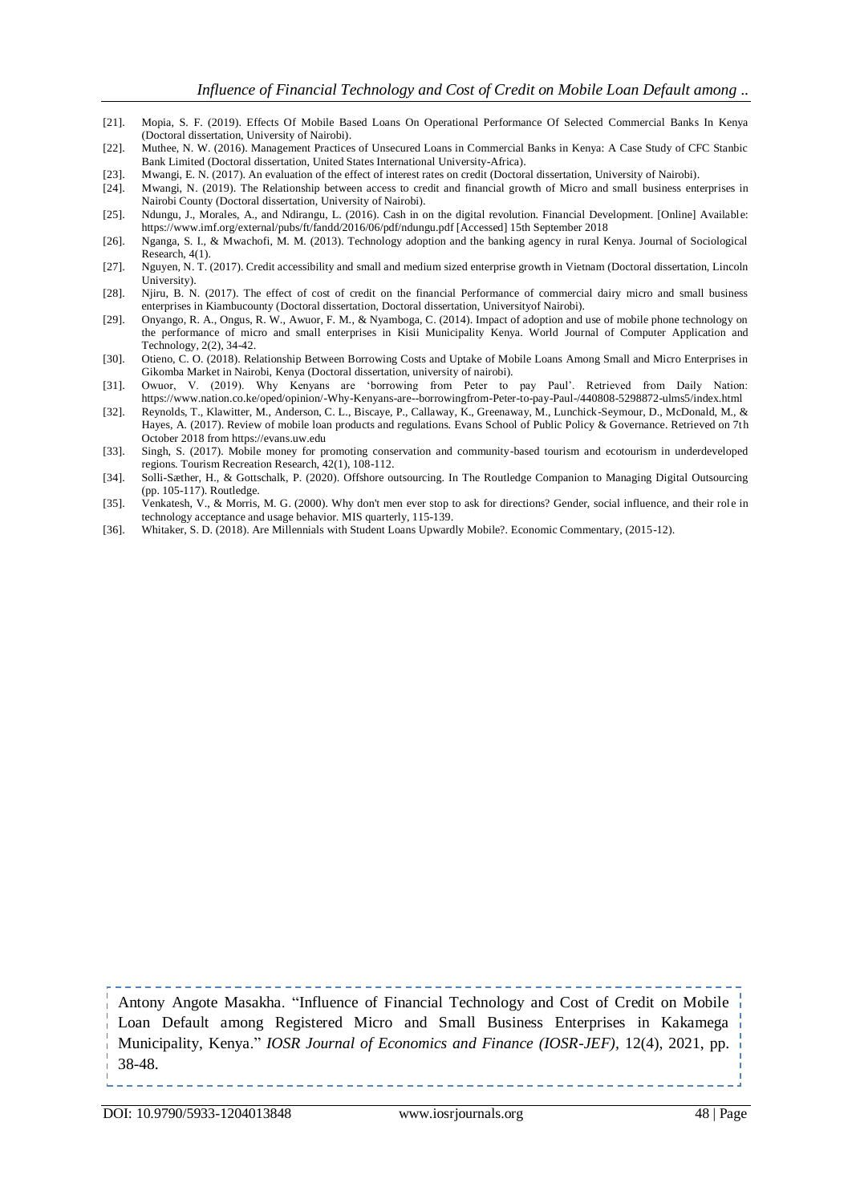[21]. Mopia, S. F. (2019). Effects Of Mobile Based Loans On Operational Performance Of Selected Commercial Banks In Kenya (Doctoral dissertation, University of Nairobi).

[22]. Muthee, N. W. (2016). Management Practices of Unsecured Loans in Commercial Banks in Kenya: A Case Study of CFC Stanbic Bank Limited (Doctoral dissertation, United States International University-Africa).

[23]. Mwangi, E. N. (2017). An evaluation of the effect of interest rates on credit (Doctoral dissertation, University of Nairobi).

[24]. Mwangi, N. (2019). The Relationship between access to credit and financial growth of Micro and small business enterprises in Nairobi County (Doctoral dissertation, University of Nairobi).

[25]. Ndungu, J., Morales, A., and Ndirangu, L. (2016). Cash in on the digital revolution. Financial Development. [Online] Available: https://www.imf.org/external/pubs/ft/fandd/2016/06/pdf/ndungu.pdf [Accessed] 15th September 2018

[26]. Nganga, S. I., & Mwachofi, M. M. (2013). Technology adoption and the banking agency in rural Kenya. Journal of Sociological Research, 4(1).

[27]. Nguyen, N. T. (2017). Credit accessibility and small and medium sized enterprise growth in Vietnam (Doctoral dissertation, Lincoln University).

[28]. Njiru, B. N. (2017). The effect of cost of credit on the financial Performance of commercial dairy micro and small business enterprises in Kiambucounty (Doctoral dissertation, Doctoral dissertation, Universityof Nairobi).

[29]. Onyango, R. A., Ongus, R. W., Awuor, F. M., & Nyamboga, C. (2014). Impact of adoption and use of mobile phone technology on the performance of micro and small enterprises in Kisii Municipality Kenya. World Journal of Computer Application and Technology, 2(2), 34-42.

[30]. Otieno, C. O. (2018). Relationship Between Borrowing Costs and Uptake of Mobile Loans Among Small and Micro Enterprises in Gikomba Market in Nairobi, Kenya (Doctoral dissertation, university of nairobi).

[31]. Owuor, V. (2019). Why Kenyans are 'borrowing from Peter to pay Paul'. Retrieved from Daily Nation: https://www.nation.co.ke/oped/opinion/-Why-Kenyans-are--borrowingfrom-Peter-to-pay-Paul-/440808-5298872-ulms5/index.html

[32]. Reynolds, T., Klawitter, M., Anderson, C. L., Biscaye, P., Callaway, K., Greenaway, M., Lunchick-Seymour, D., McDonald, M., & Hayes, A. (2017). Review of mobile loan products and regulations. Evans School of Public Policy & Governance. Retrieved on 7th October 2018 from https://evans.uw.edu

[33]. Singh, S. (2017). Mobile money for promoting conservation and community-based tourism and ecotourism in underdeveloped regions. Tourism Recreation Research, 42(1), 108-112.

[34]. Solli-Sæther, H., & Gottschalk, P. (2020). Offshore outsourcing. In The Routledge Companion to Managing Digital Outsourcing (pp. 105-117). Routledge.

[35]. Venkatesh, V., & Morris, M. G. (2000). Why don't men ever stop to ask for directions? Gender, social influence, and their role in technology acceptance and usage behavior. MIS quarterly, 115-139.

[36]. Whitaker, S. D. (2018). Are Millennials with Student Loans Upwardly Mobile?. Economic Commentary, (2015-12).

Antony Angote Masakha. "Influence of Financial Technology and Cost of Credit on Mobile Loan Default among Registered Micro and Small Business Enterprises in Kakamega Municipality, Kenya." *IOSR Journal of Economics and Finance (IOSR-JEF)*, 12(4), 2021, pp. 38-48.